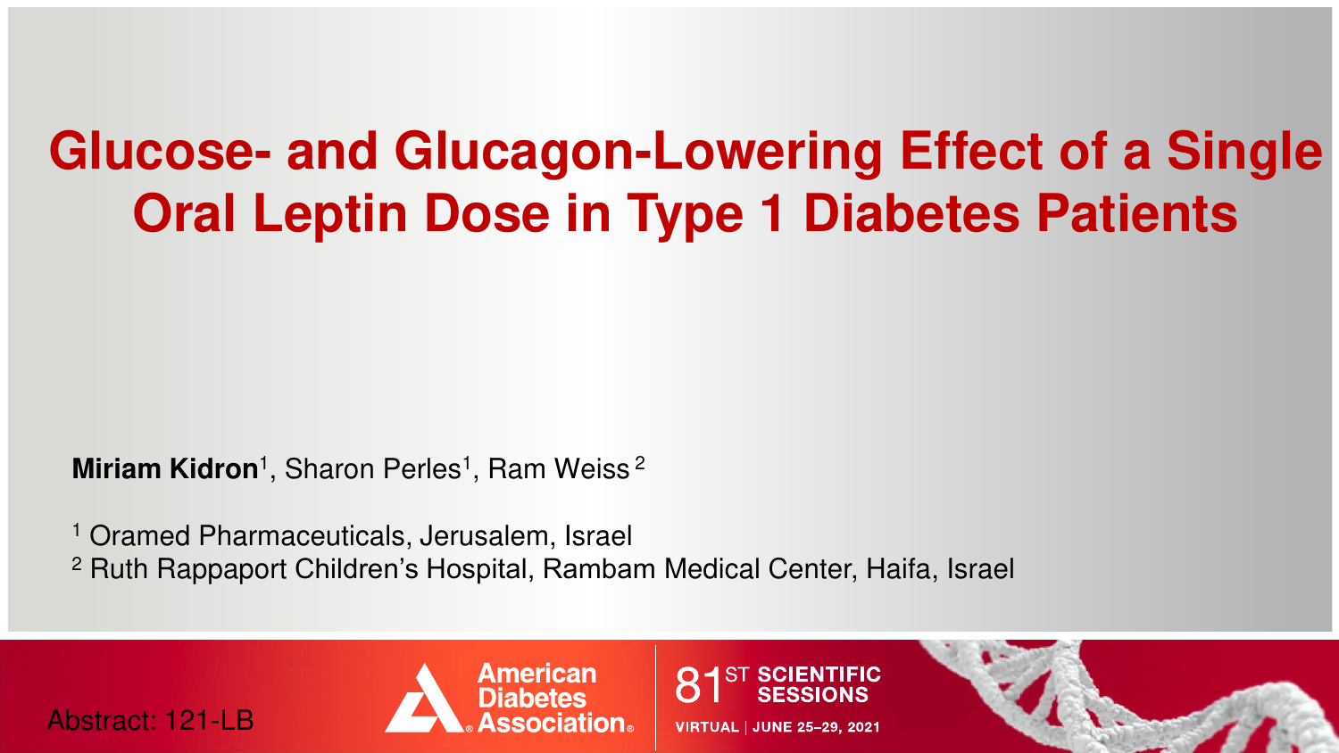# Glucose- and Glucagon-Lowering Effect of a Single Oral Leptin Dose in Type 1 Diabetes Patients

**Miriam Kidron**[1], Sharon Perles[1], Ram Weiss[2]

[1] Oramed Pharmaceuticals, Jerusalem, Israel

[2] Ruth Rappaport Children's Hospital, Rambam Medical Center, Haifa, Israel

Abstract: 121-LB

American Diabetes Association

81ST SCIENTIFIC SESSIONS

VIRTUAL | JUNE 25–29, 2021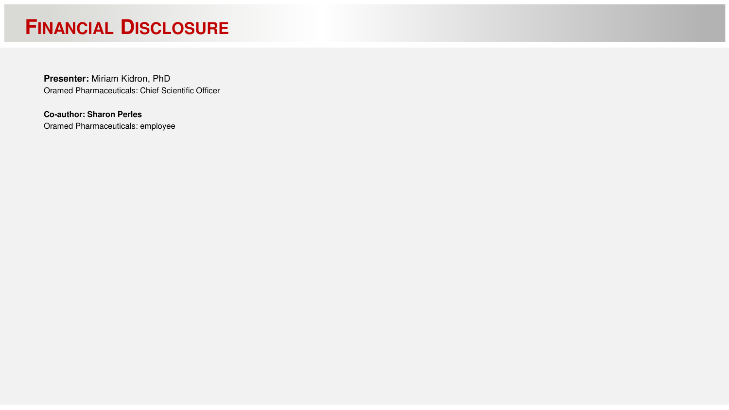# Financial Disclosure

**Presenter:** Miriam Kidron, PhD
Oramed Pharmaceuticals: Chief Scientific Officer

**Co-author: Sharon Perles**
Oramed Pharmaceuticals: employee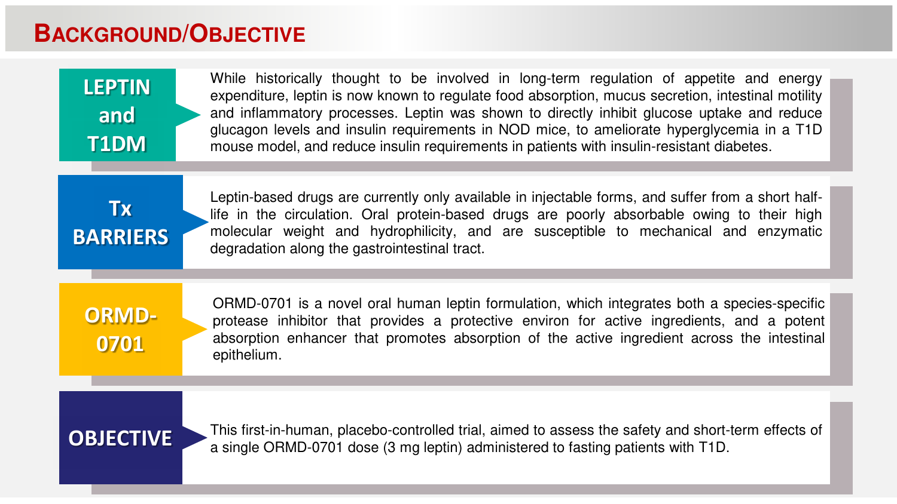# Background/Objective

## LEPTIN and T1DM

While historically thought to be involved in long-term regulation of appetite and energy expenditure, leptin is now known to regulate food absorption, mucus secretion, intestinal motility and inflammatory processes. Leptin was shown to directly inhibit glucose uptake and reduce glucagon levels and insulin requirements in NOD mice, to ameliorate hyperglycemia in a T1D mouse model, and reduce insulin requirements in patients with insulin-resistant diabetes.

## Tx BARRIERS

Leptin-based drugs are currently only available in injectable forms, and suffer from a short half-life in the circulation. Oral protein-based drugs are poorly absorbable owing to their high molecular weight and hydrophilicity, and are susceptible to mechanical and enzymatic degradation along the gastrointestinal tract.

## ORMD-0701

ORMD-0701 is a novel oral human leptin formulation, which integrates both a species-specific protease inhibitor that provides a protective environ for active ingredients, and a potent absorption enhancer that promotes absorption of the active ingredient across the intestinal epithelium.

## OBJECTIVE

This first-in-human, placebo-controlled trial, aimed to assess the safety and short-term effects of a single ORMD-0701 dose (3 mg leptin) administered to fasting patients with T1D.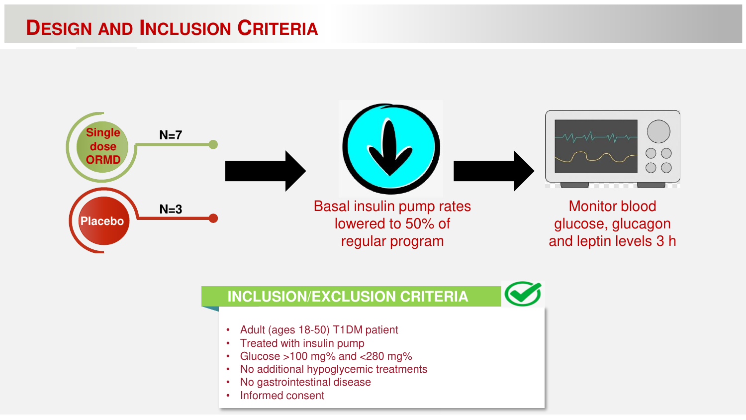# Design and Inclusion Criteria

- Single dose ORMD — N=7
- Placebo — N=3

→ Basal insulin pump rates lowered to 50% of regular program

→ Monitor blood glucose, glucagon and leptin levels 3 h

## INCLUSION/EXCLUSION CRITERIA

- Adult (ages 18-50) T1DM patient
- Treated with insulin pump
- Glucose >100 mg% and <280 mg%
- No additional hypoglycemic treatments
- No gastrointestinal disease
- Informed consent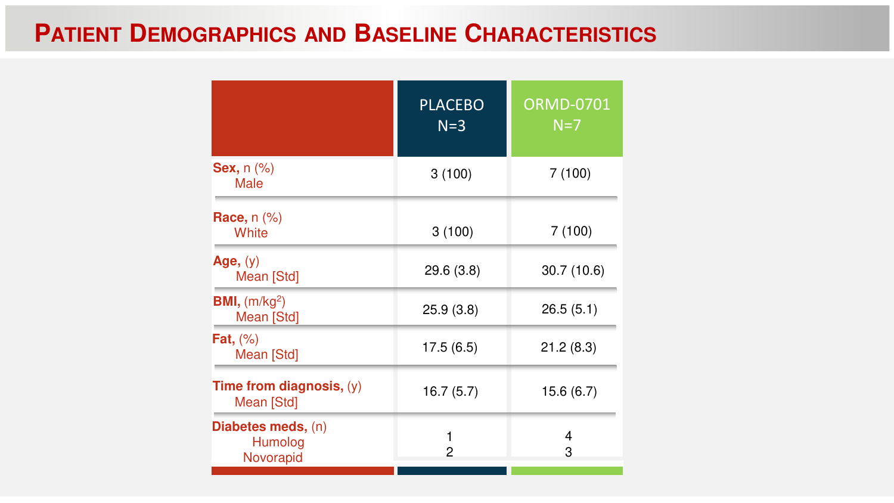# Patient Demographics and Baseline Characteristics

| | PLACEBO N=3 | ORMD-0701 N=7 |
|---|---|---|
| **Sex,** n (%) Male | 3 (100) | 7 (100) |
| **Race,** n (%) White | 3 (100) | 7 (100) |
| **Age,** (y) Mean [Std] | 29.6 (3.8) | 30.7 (10.6) |
| **BMI,** ($m/kg^2$) Mean [Std] | 25.9 (3.8) | 26.5 (5.1) |
| **Fat,** (%) Mean [Std] | 17.5 (6.5) | 21.2 (8.3) |
| **Time from diagnosis,** (y) Mean [Std] | 16.7 (5.7) | 15.6 (6.7) |
| **Diabetes meds,** (n) | | |
| Humolog | 1 | 4 |
| Novorapid | 2 | 3 |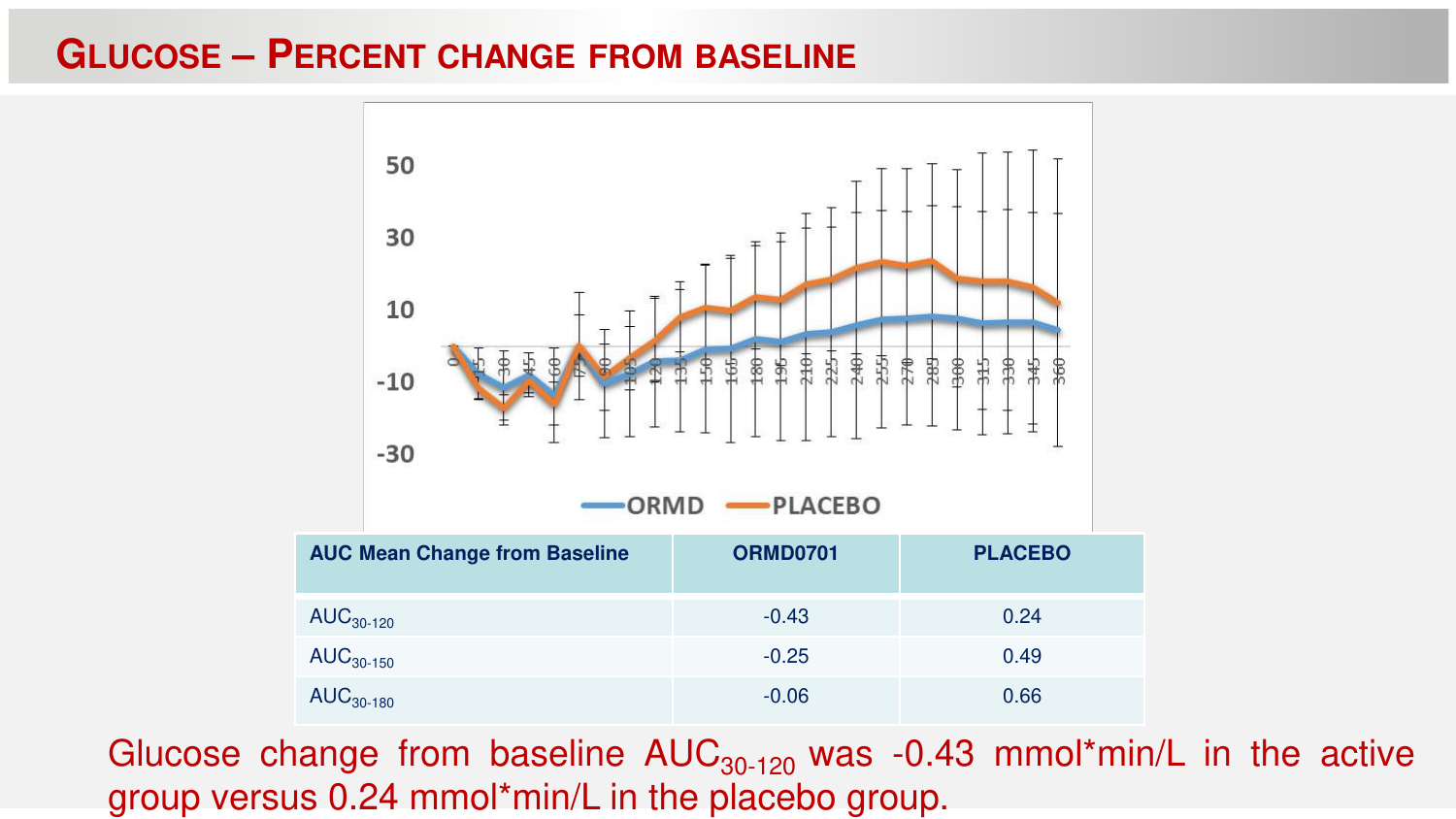# Glucose – Percent change from baseline

| AUC Mean Change from Baseline | ORMD0701 | PLACEBO |
|---|---|---|
| $AUC_{30-120}$ | -0.43 | 0.24 |
| $AUC_{30-150}$ | -0.25 | 0.49 |
| $AUC_{30-180}$ | -0.06 | 0.66 |

Glucose change from baseline $AUC_{30-120}$ was -0.43 mmol*min/L in the active group versus 0.24 mmol*min/L in the placebo group.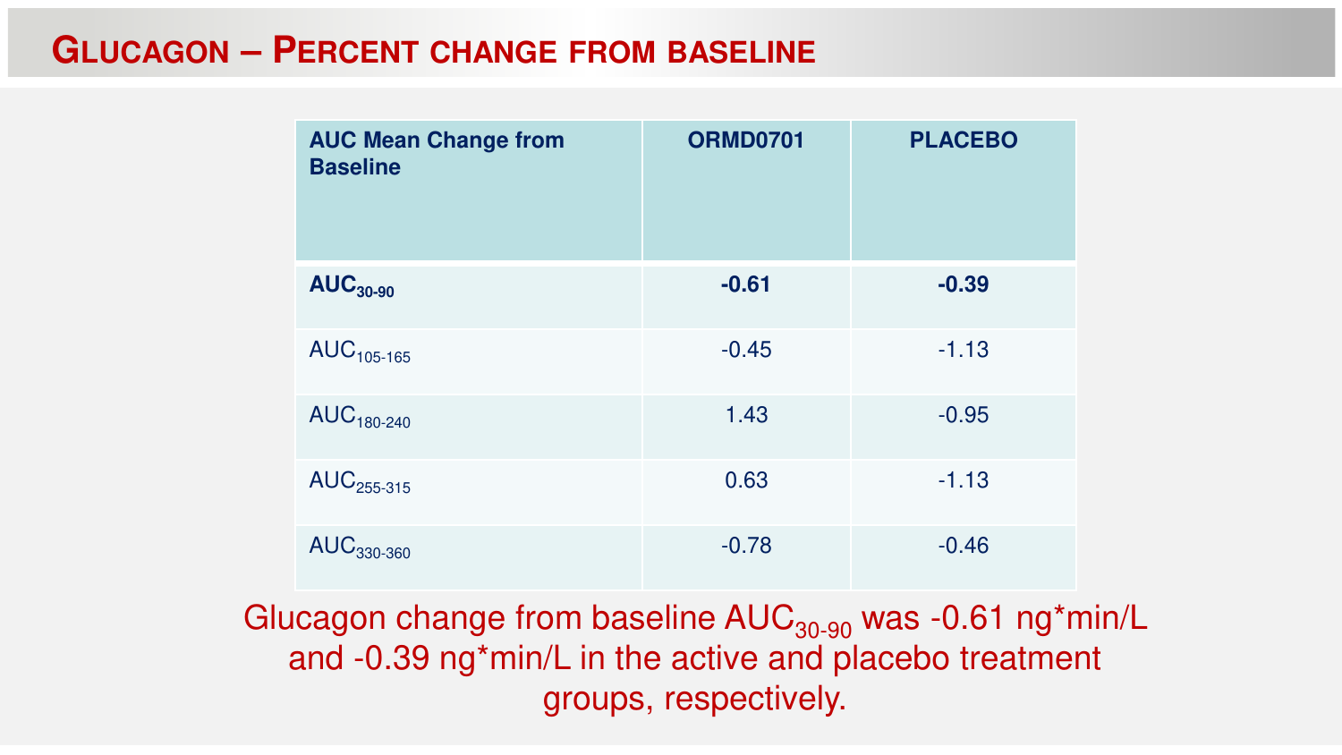# GLUCAGON – PERCENT CHANGE FROM BASELINE

| AUC Mean Change from Baseline | ORMD0701 | PLACEBO |
| --- | --- | --- |
| **$AUC_{30-90}$** | **-0.61** | **-0.39** |
| $AUC_{105-165}$ | -0.45 | -1.13 |
| $AUC_{180-240}$ | 1.43 | -0.95 |
| $AUC_{255-315}$ | 0.63 | -1.13 |
| $AUC_{330-360}$ | -0.78 | -0.46 |

Glucagon change from baseline $AUC_{30-90}$ was -0.61 ng*min/L and -0.39 ng*min/L in the active and placebo treatment groups, respectively.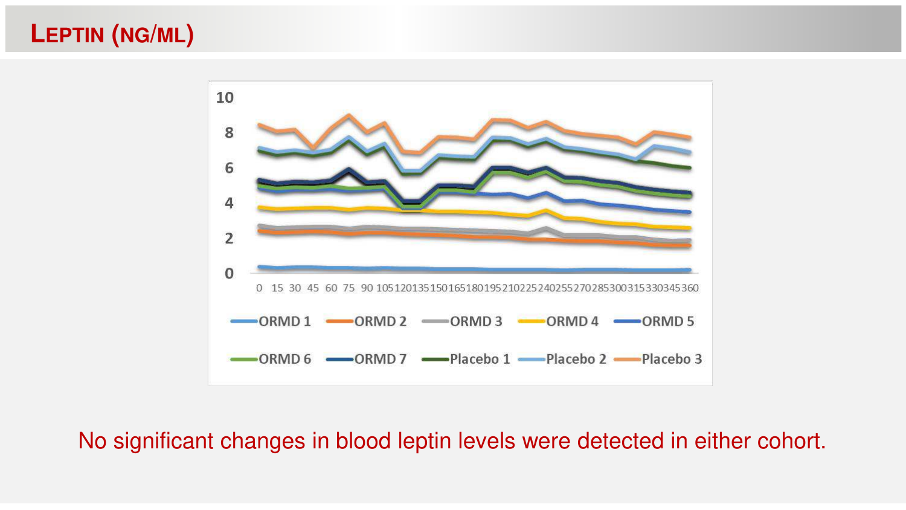# LEPTIN (NG/ML)

No significant changes in blood leptin levels were detected in either cohort.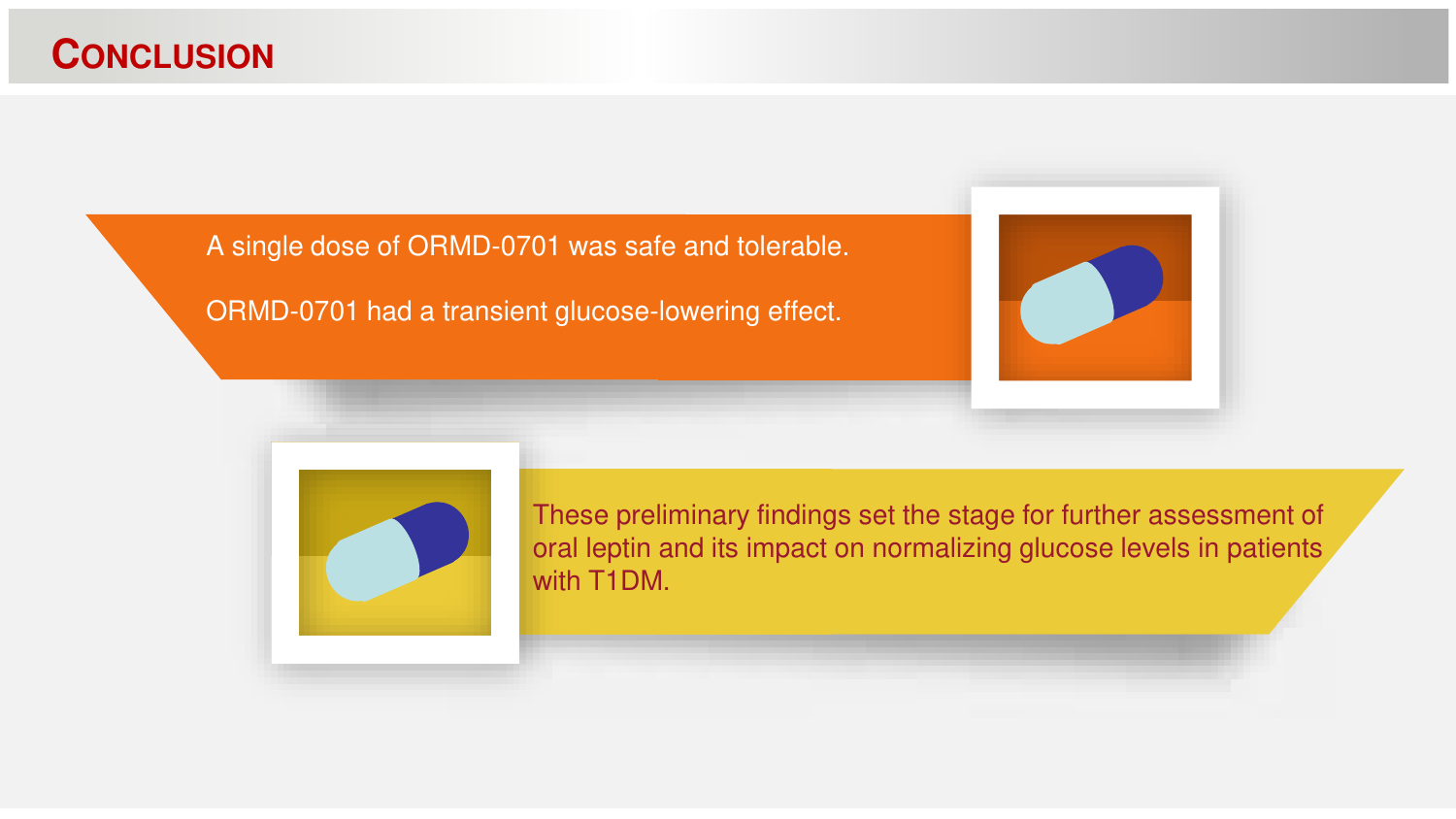# Conclusion

A single dose of ORMD-0701 was safe and tolerable.

ORMD-0701 had a transient glucose-lowering effect.

These preliminary findings set the stage for further assessment of oral leptin and its impact on normalizing glucose levels in patients with T1DM.